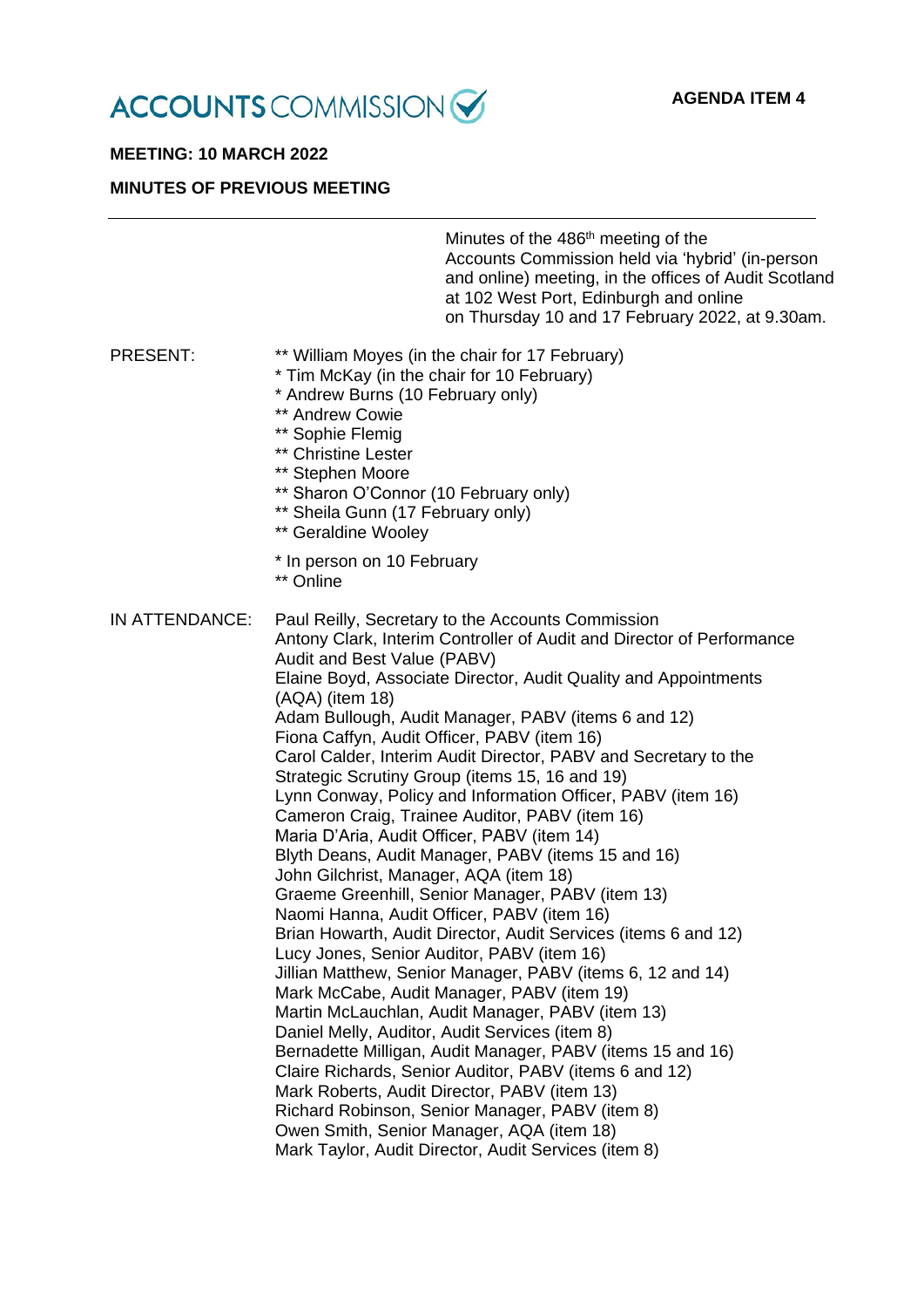ACCOUNTS COMMISSION

**AGENDA ITEM 4**

**MEETING: 10 MARCH 2022**

**MINUTES OF PREVIOUS MEETING**

---

Minutes of the 486th meeting of the Accounts Commission held via 'hybrid' (in-person and online) meeting, in the offices of Audit Scotland at 102 West Port, Edinburgh and online on Thursday 10 and 17 February 2022, at 9.30am.

PRESENT:

** William Moyes (in the chair for 17 February)
* Tim McKay (in the chair for 10 February)
* Andrew Burns (10 February only)
** Andrew Cowie
** Sophie Flemig
** Christine Lester
** Stephen Moore
** Sharon O'Connor (10 February only)
** Sheila Gunn (17 February only)
** Geraldine Wooley

* In person on 10 February
** Online

IN ATTENDANCE:

Paul Reilly, Secretary to the Accounts Commission
Antony Clark, Interim Controller of Audit and Director of Performance Audit and Best Value (PABV)
Elaine Boyd, Associate Director, Audit Quality and Appointments (AQA) (item 18)
Adam Bullough, Audit Manager, PABV (items 6 and 12)
Fiona Caffyn, Audit Officer, PABV (item 16)
Carol Calder, Interim Audit Director, PABV and Secretary to the Strategic Scrutiny Group (items 15, 16 and 19)
Lynn Conway, Policy and Information Officer, PABV (item 16)
Cameron Craig, Trainee Auditor, PABV (item 16)
Maria D'Aria, Audit Officer, PABV (item 14)
Blyth Deans, Audit Manager, PABV (items 15 and 16)
John Gilchrist, Manager, AQA (item 18)
Graeme Greenhill, Senior Manager, PABV (item 13)
Naomi Hanna, Audit Officer, PABV (item 16)
Brian Howarth, Audit Director, Audit Services (items 6 and 12)
Lucy Jones, Senior Auditor, PABV (item 16)
Jillian Matthew, Senior Manager, PABV (items 6, 12 and 14)
Mark McCabe, Audit Manager, PABV (item 19)
Martin McLauchlan, Audit Manager, PABV (item 13)
Daniel Melly, Auditor, Audit Services (item 8)
Bernadette Milligan, Audit Manager, PABV (items 15 and 16)
Claire Richards, Senior Auditor, PABV (items 6 and 12)
Mark Roberts, Audit Director, PABV (item 13)
Richard Robinson, Senior Manager, PABV (item 8)
Owen Smith, Senior Manager, AQA (item 18)
Mark Taylor, Audit Director, Audit Services (item 8)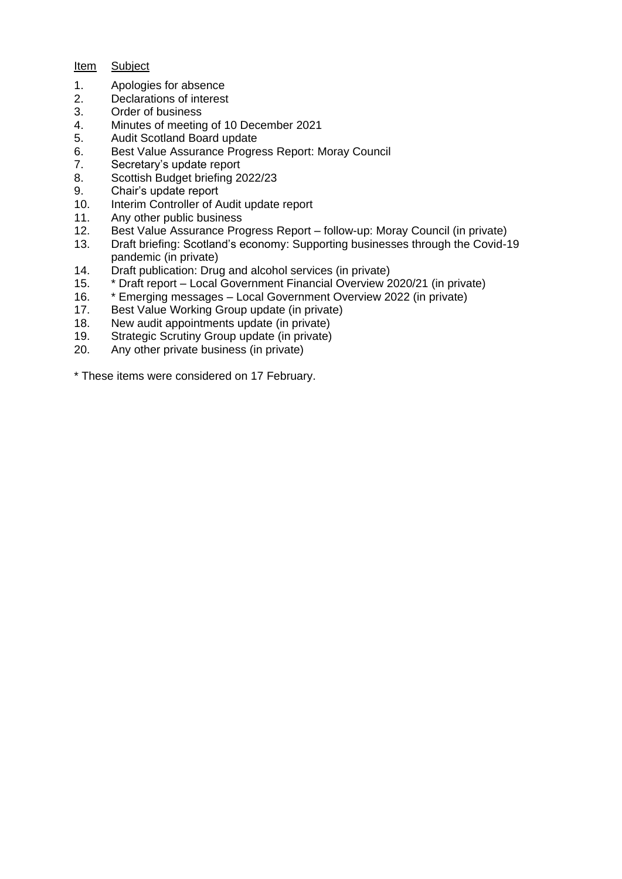| Item | Subject |
| --- | --- |
| 1. | Apologies for absence |
| 2. | Declarations of interest |
| 3. | Order of business |
| 4. | Minutes of meeting of 10 December 2021 |
| 5. | Audit Scotland Board update |
| 6. | Best Value Assurance Progress Report: Moray Council |
| 7. | Secretary's update report |
| 8. | Scottish Budget briefing 2022/23 |
| 9. | Chair's update report |
| 10. | Interim Controller of Audit update report |
| 11. | Any other public business |
| 12. | Best Value Assurance Progress Report – follow-up: Moray Council (in private) |
| 13. | Draft briefing: Scotland's economy: Supporting businesses through the Covid-19 pandemic (in private) |
| 14. | Draft publication: Drug and alcohol services (in private) |
| 15. | * Draft report – Local Government Financial Overview 2020/21 (in private) |
| 16. | * Emerging messages – Local Government Overview 2022 (in private) |
| 17. | Best Value Working Group update (in private) |
| 18. | New audit appointments update (in private) |
| 19. | Strategic Scrutiny Group update (in private) |
| 20. | Any other private business (in private) |

* These items were considered on 17 February.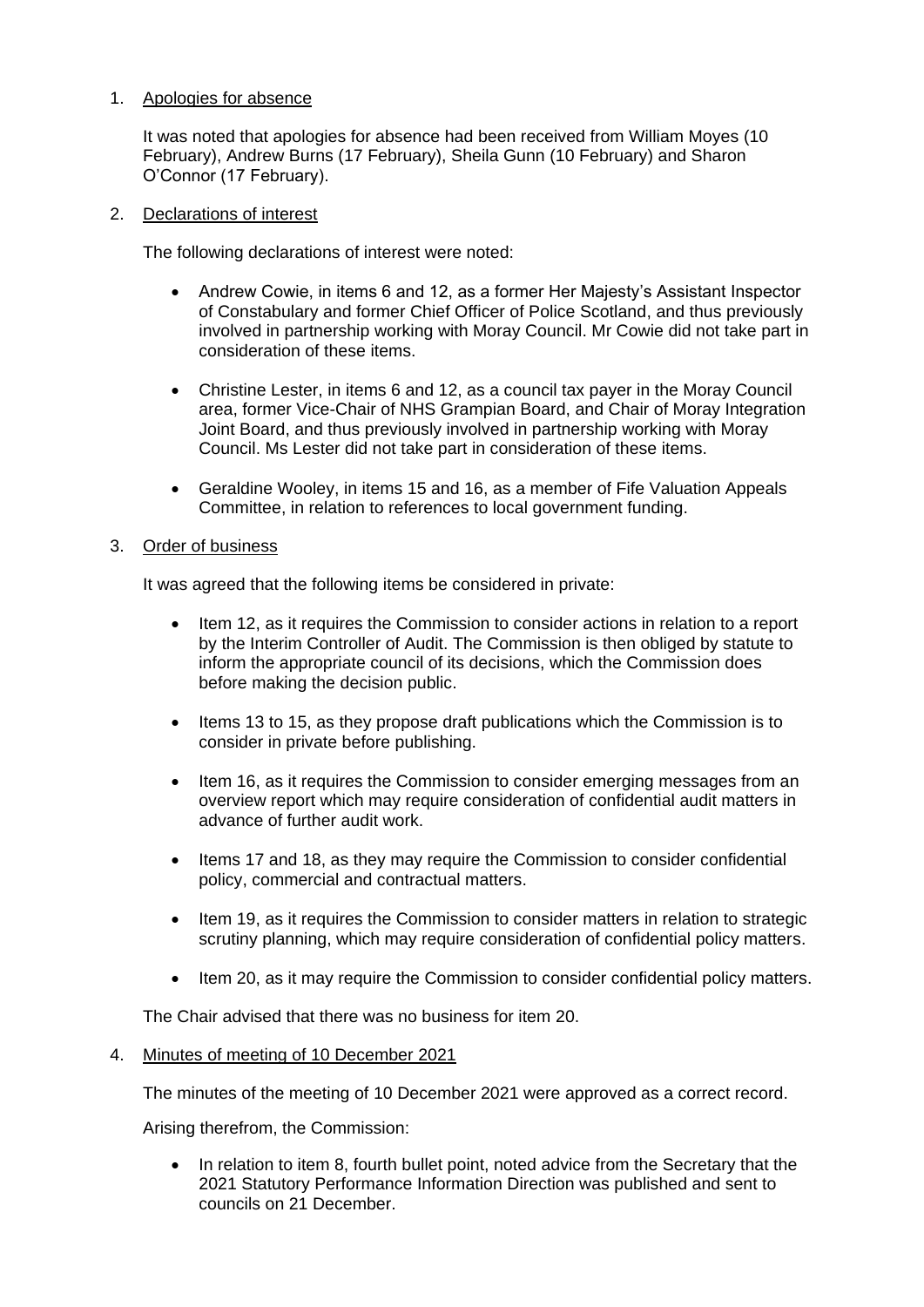1. Apologies for absence

   It was noted that apologies for absence had been received from William Moyes (10 February), Andrew Burns (17 February), Sheila Gunn (10 February) and Sharon O'Connor (17 February).

2. Declarations of interest

   The following declarations of interest were noted:

   - Andrew Cowie, in items 6 and 12, as a former Her Majesty's Assistant Inspector of Constabulary and former Chief Officer of Police Scotland, and thus previously involved in partnership working with Moray Council. Mr Cowie did not take part in consideration of these items.

   - Christine Lester, in items 6 and 12, as a council tax payer in the Moray Council area, former Vice-Chair of NHS Grampian Board, and Chair of Moray Integration Joint Board, and thus previously involved in partnership working with Moray Council. Ms Lester did not take part in consideration of these items.

   - Geraldine Wooley, in items 15 and 16, as a member of Fife Valuation Appeals Committee, in relation to references to local government funding.

3. Order of business

   It was agreed that the following items be considered in private:

   - Item 12, as it requires the Commission to consider actions in relation to a report by the Interim Controller of Audit. The Commission is then obliged by statute to inform the appropriate council of its decisions, which the Commission does before making the decision public.

   - Items 13 to 15, as they propose draft publications which the Commission is to consider in private before publishing.

   - Item 16, as it requires the Commission to consider emerging messages from an overview report which may require consideration of confidential audit matters in advance of further audit work.

   - Items 17 and 18, as they may require the Commission to consider confidential policy, commercial and contractual matters.

   - Item 19, as it requires the Commission to consider matters in relation to strategic scrutiny planning, which may require consideration of confidential policy matters.

   - Item 20, as it may require the Commission to consider confidential policy matters.

   The Chair advised that there was no business for item 20.

4. Minutes of meeting of 10 December 2021

   The minutes of the meeting of 10 December 2021 were approved as a correct record.

   Arising therefrom, the Commission:

   - In relation to item 8, fourth bullet point, noted advice from the Secretary that the 2021 Statutory Performance Information Direction was published and sent to councils on 21 December.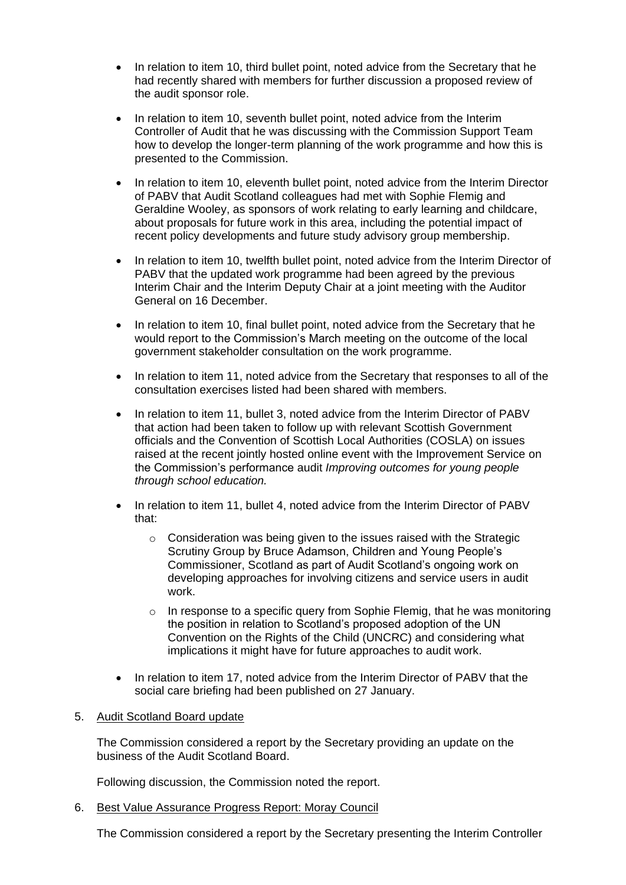- In relation to item 10, third bullet point, noted advice from the Secretary that he had recently shared with members for further discussion a proposed review of the audit sponsor role.
- In relation to item 10, seventh bullet point, noted advice from the Interim Controller of Audit that he was discussing with the Commission Support Team how to develop the longer-term planning of the work programme and how this is presented to the Commission.
- In relation to item 10, eleventh bullet point, noted advice from the Interim Director of PABV that Audit Scotland colleagues had met with Sophie Flemig and Geraldine Wooley, as sponsors of work relating to early learning and childcare, about proposals for future work in this area, including the potential impact of recent policy developments and future study advisory group membership.
- In relation to item 10, twelfth bullet point, noted advice from the Interim Director of PABV that the updated work programme had been agreed by the previous Interim Chair and the Interim Deputy Chair at a joint meeting with the Auditor General on 16 December.
- In relation to item 10, final bullet point, noted advice from the Secretary that he would report to the Commission's March meeting on the outcome of the local government stakeholder consultation on the work programme.
- In relation to item 11, noted advice from the Secretary that responses to all of the consultation exercises listed had been shared with members.
- In relation to item 11, bullet 3, noted advice from the Interim Director of PABV that action had been taken to follow up with relevant Scottish Government officials and the Convention of Scottish Local Authorities (COSLA) on issues raised at the recent jointly hosted online event with the Improvement Service on the Commission's performance audit *Improving outcomes for young people through school education.*
- In relation to item 11, bullet 4, noted advice from the Interim Director of PABV that:
    - Consideration was being given to the issues raised with the Strategic Scrutiny Group by Bruce Adamson, Children and Young People's Commissioner, Scotland as part of Audit Scotland's ongoing work on developing approaches for involving citizens and service users in audit work.
    - In response to a specific query from Sophie Flemig, that he was monitoring the position in relation to Scotland's proposed adoption of the UN Convention on the Rights of the Child (UNCRC) and considering what implications it might have for future approaches to audit work.
- In relation to item 17, noted advice from the Interim Director of PABV that the social care briefing had been published on 27 January.

5. Audit Scotland Board update

   The Commission considered a report by the Secretary providing an update on the business of the Audit Scotland Board.

   Following discussion, the Commission noted the report.

6. Best Value Assurance Progress Report: Moray Council

   The Commission considered a report by the Secretary presenting the Interim Controller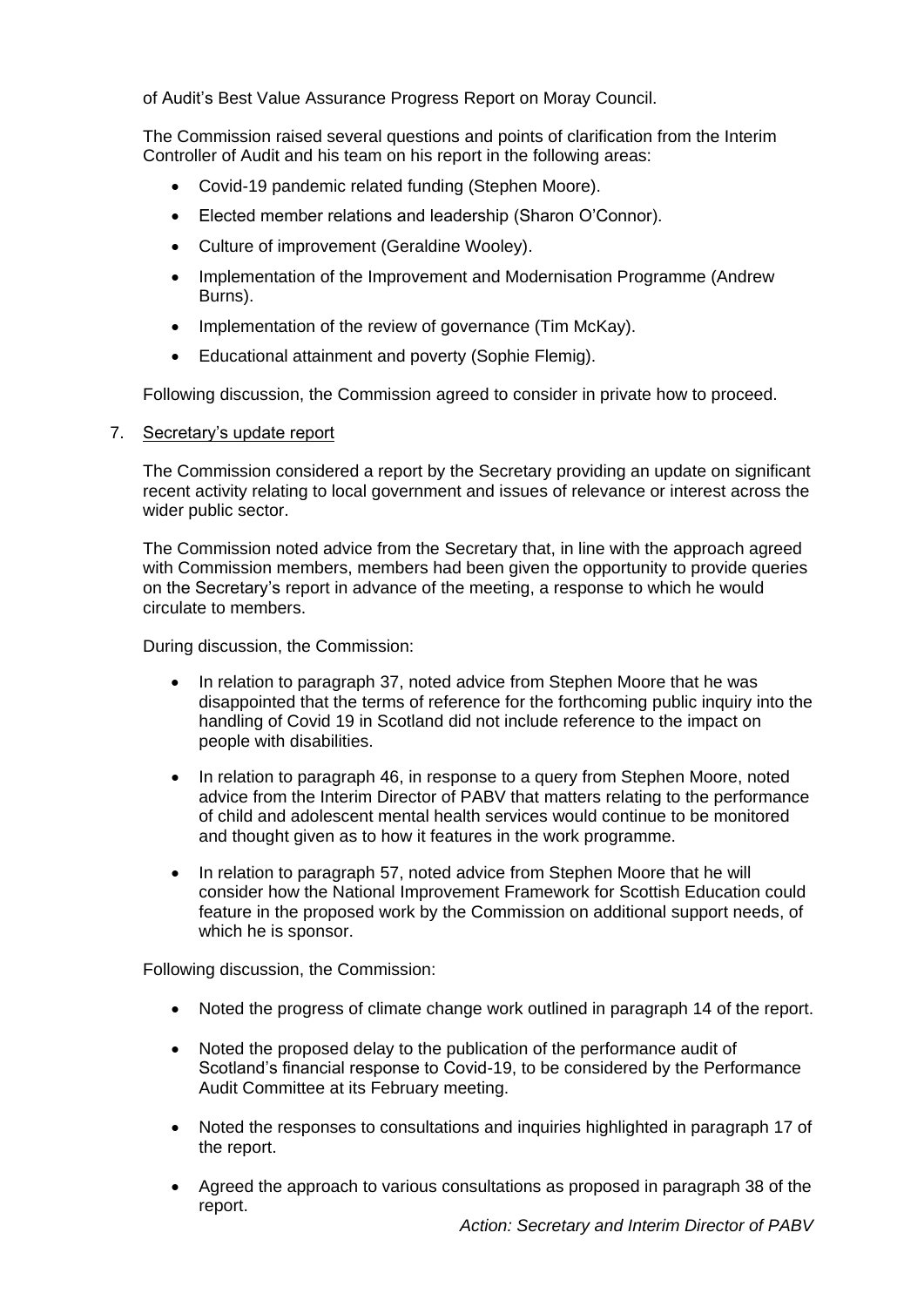of Audit's Best Value Assurance Progress Report on Moray Council.

The Commission raised several questions and points of clarification from the Interim Controller of Audit and his team on his report in the following areas:

- Covid-19 pandemic related funding (Stephen Moore).
- Elected member relations and leadership (Sharon O'Connor).
- Culture of improvement (Geraldine Wooley).
- Implementation of the Improvement and Modernisation Programme (Andrew Burns).
- Implementation of the review of governance (Tim McKay).
- Educational attainment and poverty (Sophie Flemig).

Following discussion, the Commission agreed to consider in private how to proceed.

7. Secretary's update report

The Commission considered a report by the Secretary providing an update on significant recent activity relating to local government and issues of relevance or interest across the wider public sector.

The Commission noted advice from the Secretary that, in line with the approach agreed with Commission members, members had been given the opportunity to provide queries on the Secretary's report in advance of the meeting, a response to which he would circulate to members.

During discussion, the Commission:

- In relation to paragraph 37, noted advice from Stephen Moore that he was disappointed that the terms of reference for the forthcoming public inquiry into the handling of Covid 19 in Scotland did not include reference to the impact on people with disabilities.
- In relation to paragraph 46, in response to a query from Stephen Moore, noted advice from the Interim Director of PABV that matters relating to the performance of child and adolescent mental health services would continue to be monitored and thought given as to how it features in the work programme.
- In relation to paragraph 57, noted advice from Stephen Moore that he will consider how the National Improvement Framework for Scottish Education could feature in the proposed work by the Commission on additional support needs, of which he is sponsor.

Following discussion, the Commission:

- Noted the progress of climate change work outlined in paragraph 14 of the report.
- Noted the proposed delay to the publication of the performance audit of Scotland's financial response to Covid-19, to be considered by the Performance Audit Committee at its February meeting.
- Noted the responses to consultations and inquiries highlighted in paragraph 17 of the report.
- Agreed the approach to various consultations as proposed in paragraph 38 of the report.

*Action: Secretary and Interim Director of PABV*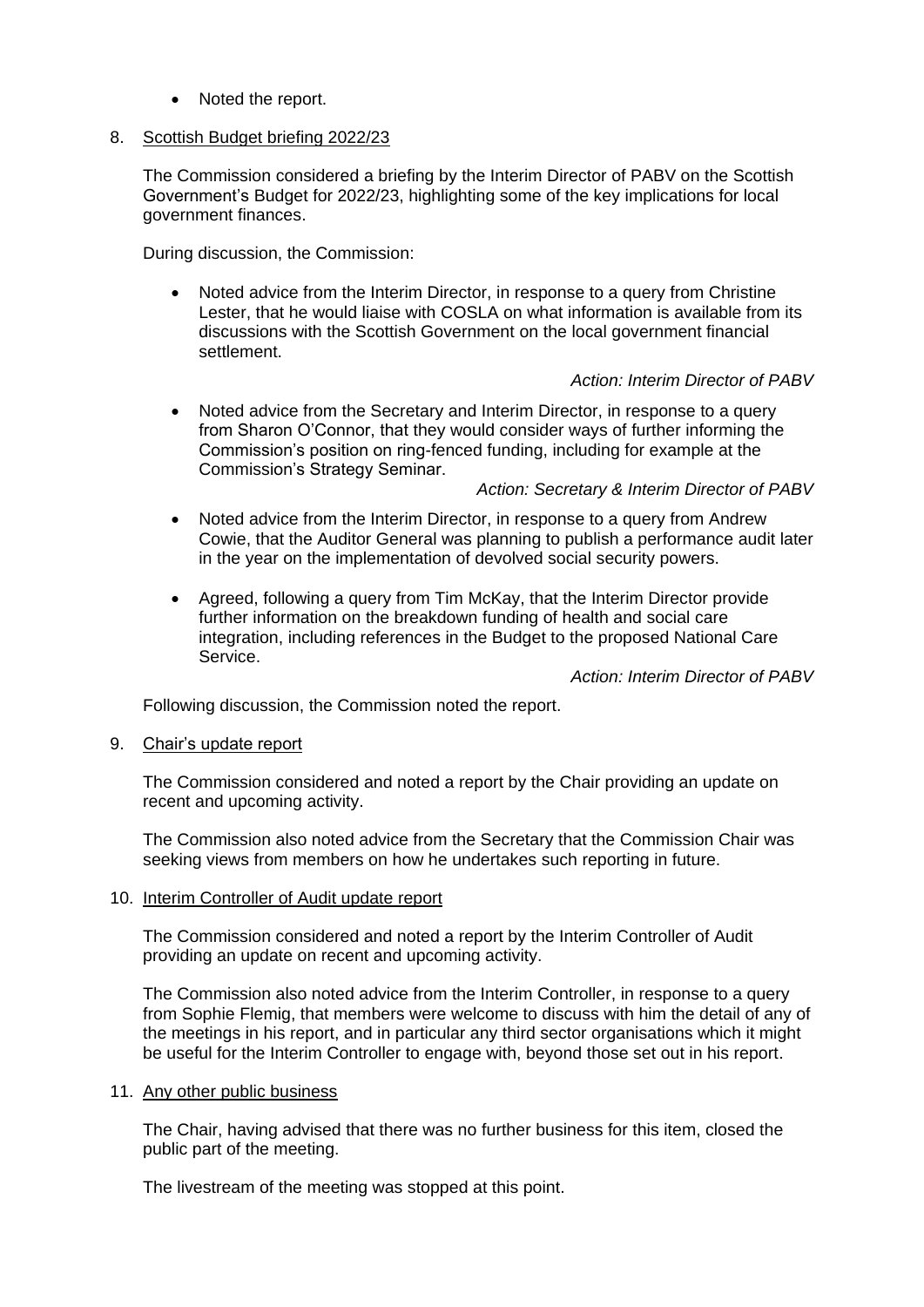- Noted the report.

8. Scottish Budget briefing 2022/23

   The Commission considered a briefing by the Interim Director of PABV on the Scottish Government's Budget for 2022/23, highlighting some of the key implications for local government finances.

   During discussion, the Commission:

   - Noted advice from the Interim Director, in response to a query from Christine Lester, that he would liaise with COSLA on what information is available from its discussions with the Scottish Government on the local government financial settlement.

     *Action: Interim Director of PABV*

   - Noted advice from the Secretary and Interim Director, in response to a query from Sharon O'Connor, that they would consider ways of further informing the Commission's position on ring-fenced funding, including for example at the Commission's Strategy Seminar.

     *Action: Secretary & Interim Director of PABV*

   - Noted advice from the Interim Director, in response to a query from Andrew Cowie, that the Auditor General was planning to publish a performance audit later in the year on the implementation of devolved social security powers.

   - Agreed, following a query from Tim McKay, that the Interim Director provide further information on the breakdown funding of health and social care integration, including references in the Budget to the proposed National Care Service.

     *Action: Interim Director of PABV*

   Following discussion, the Commission noted the report.

9. Chair's update report

   The Commission considered and noted a report by the Chair providing an update on recent and upcoming activity.

   The Commission also noted advice from the Secretary that the Commission Chair was seeking views from members on how he undertakes such reporting in future.

10. Interim Controller of Audit update report

    The Commission considered and noted a report by the Interim Controller of Audit providing an update on recent and upcoming activity.

    The Commission also noted advice from the Interim Controller, in response to a query from Sophie Flemig, that members were welcome to discuss with him the detail of any of the meetings in his report, and in particular any third sector organisations which it might be useful for the Interim Controller to engage with, beyond those set out in his report.

11. Any other public business

    The Chair, having advised that there was no further business for this item, closed the public part of the meeting.

    The livestream of the meeting was stopped at this point.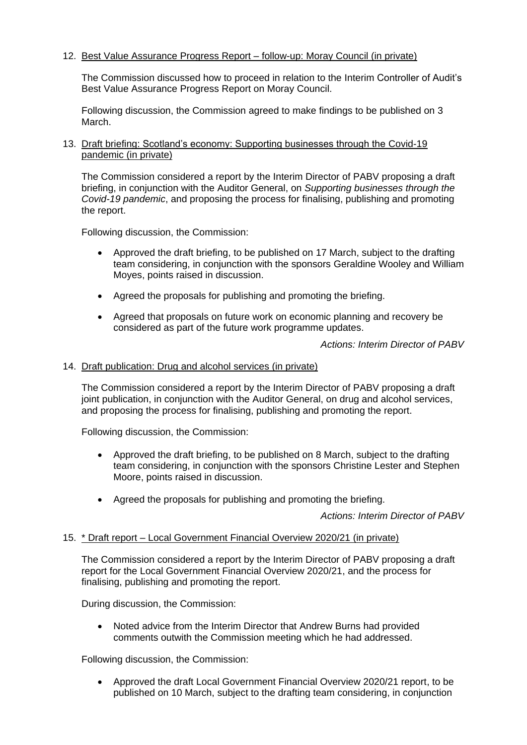12. Best Value Assurance Progress Report – follow-up: Moray Council (in private)

    The Commission discussed how to proceed in relation to the Interim Controller of Audit's Best Value Assurance Progress Report on Moray Council.

    Following discussion, the Commission agreed to make findings to be published on 3 March.

13. Draft briefing: Scotland's economy: Supporting businesses through the Covid-19 pandemic (in private)

    The Commission considered a report by the Interim Director of PABV proposing a draft briefing, in conjunction with the Auditor General, on *Supporting businesses through the Covid-19 pandemic*, and proposing the process for finalising, publishing and promoting the report.

    Following discussion, the Commission:

    - Approved the draft briefing, to be published on 17 March, subject to the drafting team considering, in conjunction with the sponsors Geraldine Wooley and William Moyes, points raised in discussion.
    - Agreed the proposals for publishing and promoting the briefing.
    - Agreed that proposals on future work on economic planning and recovery be considered as part of the future work programme updates.

    *Actions: Interim Director of PABV*

14. Draft publication: Drug and alcohol services (in private)

    The Commission considered a report by the Interim Director of PABV proposing a draft joint publication, in conjunction with the Auditor General, on drug and alcohol services, and proposing the process for finalising, publishing and promoting the report.

    Following discussion, the Commission:

    - Approved the draft briefing, to be published on 8 March, subject to the drafting team considering, in conjunction with the sponsors Christine Lester and Stephen Moore, points raised in discussion.
    - Agreed the proposals for publishing and promoting the briefing.

    *Actions: Interim Director of PABV*

15. * Draft report – Local Government Financial Overview 2020/21 (in private)

    The Commission considered a report by the Interim Director of PABV proposing a draft report for the Local Government Financial Overview 2020/21, and the process for finalising, publishing and promoting the report.

    During discussion, the Commission:

    - Noted advice from the Interim Director that Andrew Burns had provided comments outwith the Commission meeting which he had addressed.

    Following discussion, the Commission:

    - Approved the draft Local Government Financial Overview 2020/21 report, to be published on 10 March, subject to the drafting team considering, in conjunction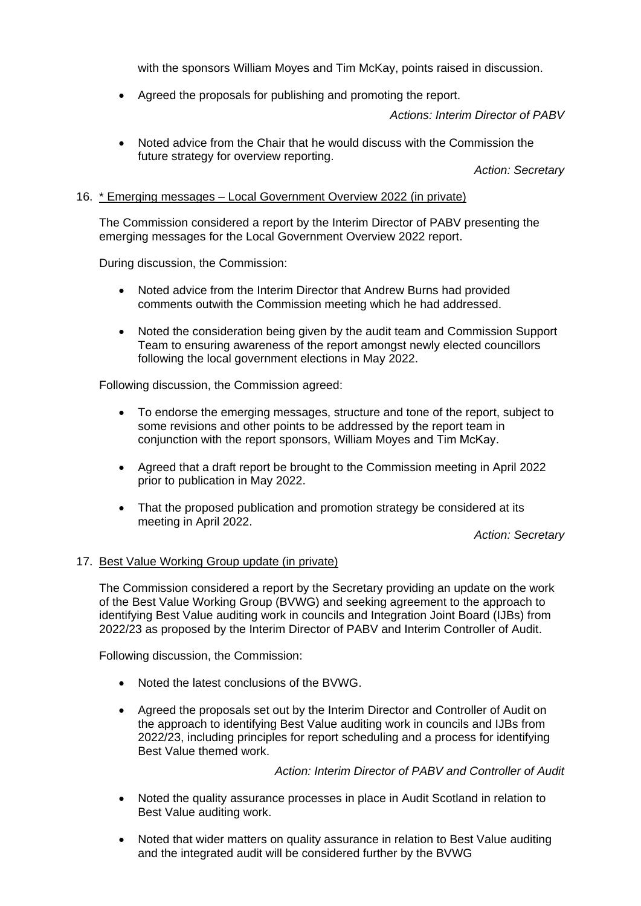with the sponsors William Moyes and Tim McKay, points raised in discussion.

- Agreed the proposals for publishing and promoting the report.

*Actions: Interim Director of PABV*

- Noted advice from the Chair that he would discuss with the Commission the future strategy for overview reporting.

*Action: Secretary*

16. * Emerging messages – Local Government Overview 2022 (in private)

The Commission considered a report by the Interim Director of PABV presenting the emerging messages for the Local Government Overview 2022 report.

During discussion, the Commission:

- Noted advice from the Interim Director that Andrew Burns had provided comments outwith the Commission meeting which he had addressed.
- Noted the consideration being given by the audit team and Commission Support Team to ensuring awareness of the report amongst newly elected councillors following the local government elections in May 2022.

Following discussion, the Commission agreed:

- To endorse the emerging messages, structure and tone of the report, subject to some revisions and other points to be addressed by the report team in conjunction with the report sponsors, William Moyes and Tim McKay.
- Agreed that a draft report be brought to the Commission meeting in April 2022 prior to publication in May 2022.
- That the proposed publication and promotion strategy be considered at its meeting in April 2022.

*Action: Secretary*

17. Best Value Working Group update (in private)

The Commission considered a report by the Secretary providing an update on the work of the Best Value Working Group (BVWG) and seeking agreement to the approach to identifying Best Value auditing work in councils and Integration Joint Board (IJBs) from 2022/23 as proposed by the Interim Director of PABV and Interim Controller of Audit.

Following discussion, the Commission:

- Noted the latest conclusions of the BVWG.
- Agreed the proposals set out by the Interim Director and Controller of Audit on the approach to identifying Best Value auditing work in councils and IJBs from 2022/23, including principles for report scheduling and a process for identifying Best Value themed work.

*Action: Interim Director of PABV and Controller of Audit*

- Noted the quality assurance processes in place in Audit Scotland in relation to Best Value auditing work.
- Noted that wider matters on quality assurance in relation to Best Value auditing and the integrated audit will be considered further by the BVWG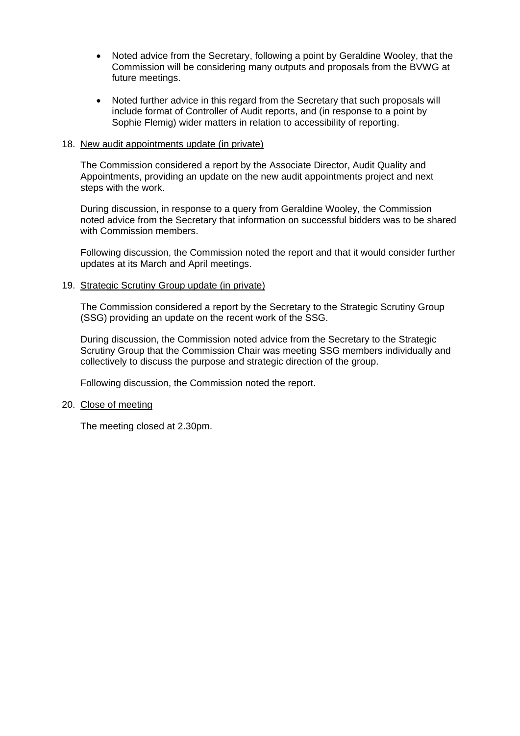- Noted advice from the Secretary, following a point by Geraldine Wooley, that the Commission will be considering many outputs and proposals from the BVWG at future meetings.

- Noted further advice in this regard from the Secretary that such proposals will include format of Controller of Audit reports, and (in response to a point by Sophie Flemig) wider matters in relation to accessibility of reporting.

18. New audit appointments update (in private)

    The Commission considered a report by the Associate Director, Audit Quality and Appointments, providing an update on the new audit appointments project and next steps with the work.

    During discussion, in response to a query from Geraldine Wooley, the Commission noted advice from the Secretary that information on successful bidders was to be shared with Commission members.

    Following discussion, the Commission noted the report and that it would consider further updates at its March and April meetings.

19. Strategic Scrutiny Group update (in private)

    The Commission considered a report by the Secretary to the Strategic Scrutiny Group (SSG) providing an update on the recent work of the SSG.

    During discussion, the Commission noted advice from the Secretary to the Strategic Scrutiny Group that the Commission Chair was meeting SSG members individually and collectively to discuss the purpose and strategic direction of the group.

    Following discussion, the Commission noted the report.

20. Close of meeting

    The meeting closed at 2.30pm.